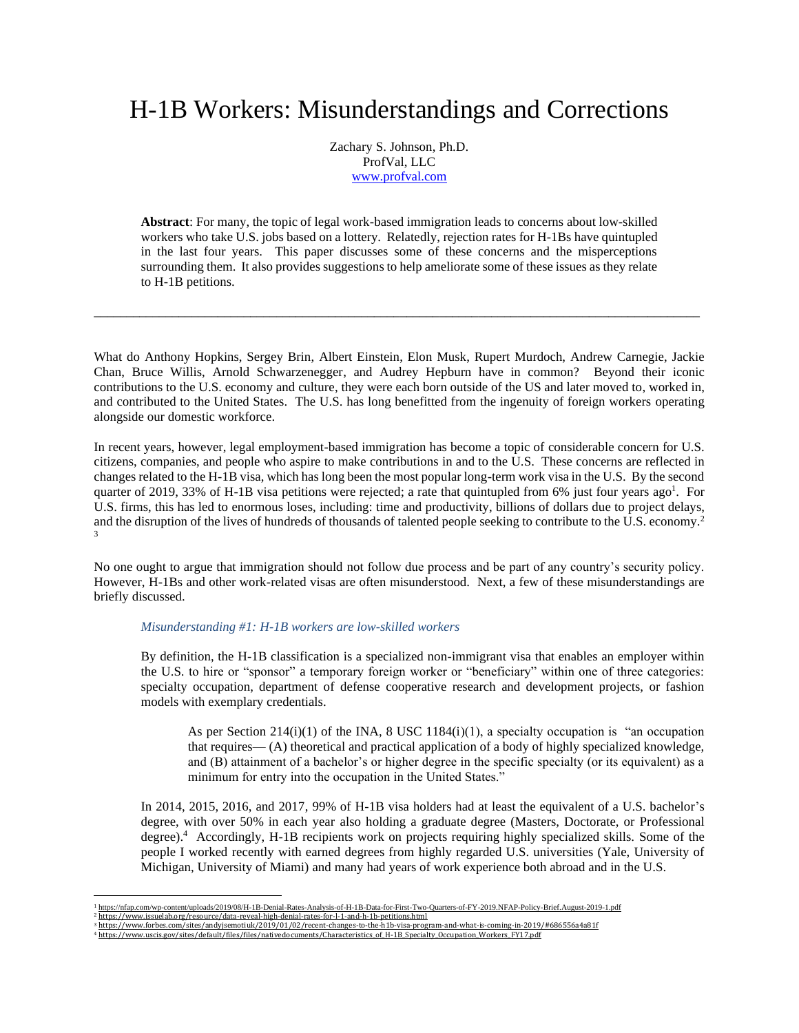# H-1B Workers: Misunderstandings and Corrections

Zachary S. Johnson, Ph.D.
ProfVal, LLC
www.profval.com

**Abstract**: For many, the topic of legal work-based immigration leads to concerns about low-skilled workers who take U.S. jobs based on a lottery. Relatedly, rejection rates for H-1Bs have quintupled in the last four years. This paper discusses some of these concerns and the misperceptions surrounding them. It also provides suggestions to help ameliorate some of these issues as they relate to H-1B petitions.

---

What do Anthony Hopkins, Sergey Brin, Albert Einstein, Elon Musk, Rupert Murdoch, Andrew Carnegie, Jackie Chan, Bruce Willis, Arnold Schwarzenegger, and Audrey Hepburn have in common? Beyond their iconic contributions to the U.S. economy and culture, they were each born outside of the US and later moved to, worked in, and contributed to the United States. The U.S. has long benefitted from the ingenuity of foreign workers operating alongside our domestic workforce.

In recent years, however, legal employment-based immigration has become a topic of considerable concern for U.S. citizens, companies, and people who aspire to make contributions in and to the U.S. These concerns are reflected in changes related to the H-1B visa, which has long been the most popular long-term work visa in the U.S. By the second quarter of 2019, 33% of H-1B visa petitions were rejected; a rate that quintupled from 6% just four years ago[1]. For U.S. firms, this has led to enormous loses, including: time and productivity, billions of dollars due to project delays, and the disruption of the lives of hundreds of thousands of talented people seeking to contribute to the U.S. economy.[2] [3]

No one ought to argue that immigration should not follow due process and be part of any country's security policy. However, H-1Bs and other work-related visas are often misunderstood. Next, a few of these misunderstandings are briefly discussed.

*Misunderstanding #1: H-1B workers are low-skilled workers*

By definition, the H-1B classification is a specialized non-immigrant visa that enables an employer within the U.S. to hire or "sponsor" a temporary foreign worker or "beneficiary" within one of three categories: specialty occupation, department of defense cooperative research and development projects, or fashion models with exemplary credentials.

> As per Section 214(i)(1) of the INA, 8 USC 1184(i)(1), a specialty occupation is "an occupation that requires— (A) theoretical and practical application of a body of highly specialized knowledge, and (B) attainment of a bachelor's or higher degree in the specific specialty (or its equivalent) as a minimum for entry into the occupation in the United States."

In 2014, 2015, 2016, and 2017, 99% of H-1B visa holders had at least the equivalent of a U.S. bachelor's degree, with over 50% in each year also holding a graduate degree (Masters, Doctorate, or Professional degree).[4] Accordingly, H-1B recipients work on projects requiring highly specialized skills. Some of the people I worked recently with earned degrees from highly regarded U.S. universities (Yale, University of Michigan, University of Miami) and many had years of work experience both abroad and in the U.S.

---

[1] https://nfap.com/wp-content/uploads/2019/08/H-1B-Denial-Rates-Analysis-of-H-1B-Data-for-First-Two-Quarters-of-FY-2019.NFAP-Policy-Brief.August-2019-1.pdf
[2] https://www.issuelab.org/resource/data-reveal-high-denial-rates-for-l-1-and-h-1b-petitions.html
[3] https://www.forbes.com/sites/andyjsemotiuk/2019/01/02/recent-changes-to-the-h1b-visa-program-and-what-is-coming-in-2019/#686556a4a81f
[4] https://www.uscis.gov/sites/default/files/files/nativedocuments/Characteristics_of_H-1B_Specialty_Occupation_Workers_FY17.pdf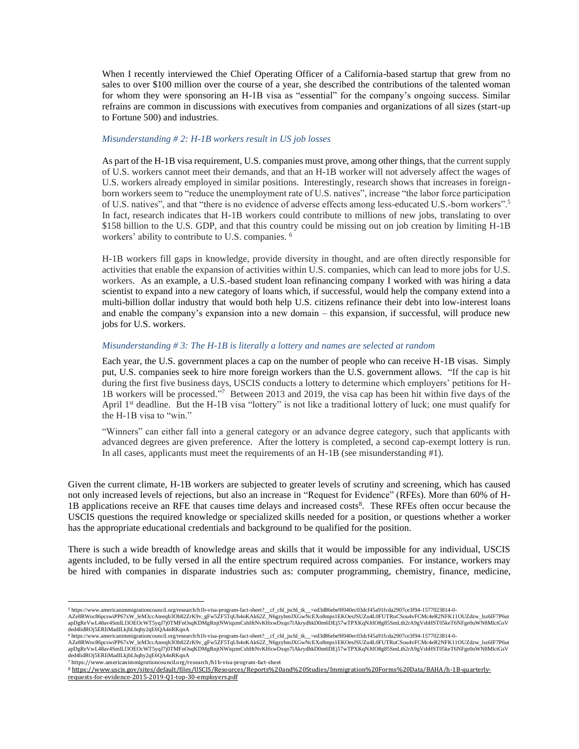When I recently interviewed the Chief Operating Officer of a California-based startup that grew from no sales to over $100 million over the course of a year, she described the contributions of the talented woman for whom they were sponsoring an H-1B visa as "essential" for the company's ongoing success. Similar refrains are common in discussions with executives from companies and organizations of all sizes (start-up to Fortune 500) and industries.

### *Misunderstanding # 2: H-1B workers result in US job losses*

As part of the H-1B visa requirement, U.S. companies must prove, among other things, that the current supply of U.S. workers cannot meet their demands, and that an H-1B worker will not adversely affect the wages of U.S. workers already employed in similar positions. Interestingly, research shows that increases in foreign-born workers seem to "reduce the unemployment rate of U.S. natives", increase "the labor force participation of U.S. natives", and that "there is no evidence of adverse effects among less-educated U.S.-born workers".[5] In fact, research indicates that H-1B workers could contribute to millions of new jobs, translating to over $158 billion to the U.S. GDP, and that this country could be missing out on job creation by limiting H-1B workers' ability to contribute to U.S. companies. [6]

H-1B workers fill gaps in knowledge, provide diversity in thought, and are often directly responsible for activities that enable the expansion of activities within U.S. companies, which can lead to more jobs for U.S. workers. As an example, a U.S.-based student loan refinancing company I worked with was hiring a data scientist to expand into a new category of loans which, if successful, would help the company extend into a multi-billion dollar industry that would both help U.S. citizens refinance their debt into low-interest loans and enable the company's expansion into a new domain – this expansion, if successful, will produce new jobs for U.S. workers.

### *Misunderstanding # 3: The H-1B is literally a lottery and names are selected at random*

Each year, the U.S. government places a cap on the number of people who can receive H-1B visas. Simply put, U.S. companies seek to hire more foreign workers than the U.S. government allows. "If the cap is hit during the first five business days, USCIS conducts a lottery to determine which employers' petitions for H-1B workers will be processed."[7] Between 2013 and 2019, the visa cap has been hit within five days of the April 1st deadline. But the H-1B visa "lottery" is not like a traditional lottery of luck; one must qualify for the H-1B visa to "win."

"Winners" can either fall into a general category or an advance degree category, such that applicants with advanced degrees are given preference. After the lottery is completed, a second cap-exempt lottery is run. In all cases, applicants must meet the requirements of an H-1B (see misunderstanding #1).

Given the current climate, H-1B workers are subjected to greater levels of scrutiny and screening, which has caused not only increased levels of rejections, but also an increase in "Request for Evidence" (RFEs). More than 60% of H-1B applications receive an RFE that causes time delays and increased costs[8]. These RFEs often occur because the USCIS questions the required knowledge or specialized skills needed for a position, or questions whether a worker has the appropriate educational credentials and background to be qualified for the position.

There is such a wide breadth of knowledge areas and skills that it would be impossible for any individual, USCIS agents included, to be fully versed in all the entire spectrum required across companies. For instance, workers may be hired with companies in disparate industries such as: computer programming, chemistry, finance, medicine,

---

[5] https://www.americanimmigrationcouncil.org/research/h1b-visa-program-fact-sheet?__cf_chl_jschl_tk__=ed3d86ebe9f040ec03dcf45a91fcda2907ce3f94-1577023814-0-AZe8RWoc86pcswiPP67xW_leM3ccAteeqh3Ob82ZrK9v_gFw5ZF5TqUh4oKAk62Z_N6gzybmJXGwNcEXo8mps1EKOesJSUZu4L0FUTRuCSou4vFCMc4eR2NFK11OUZdzw_lsz6IF7P6utapDgReVwL48av4SmlLl3OEOcWT5yqJ7j0TMFnOsqKDMgRnjtNWiqzmCshHtNvKHxwDxqo7lAkrydhkD0m6DEj57wTPXKqNJtlO8g85SmLth2rA9gVsbHST05keT6NFge0uWN8MlctGsVded4lidROj5ERIiMadlLkjbLhqhy2qE6QA4nRKqnA

[6] https://www.americanimmigrationcouncil.org/research/h1b-visa-program-fact-sheet?__cf_chl_jschl_tk__=ed3d86ebe9f040ec03dcf45a91fcda2907ce3f94-1577023814-0-AZe8RWoc86pcswiPP67xW_leM3ccAteeqh3Ob82ZrK9v_gFw5ZF5TqUh4oKAk62Z_N6gzybmJXGwNcEXo8mps1EKOesJSUZu4L0FUTRuCSou4vFCMc4eR2NFK11OUZdzw_lsz6IF7P6utapDgReVwL48av4SmlLl3OEOcWT5yqJ7j0TMFnOsqKDMgRnjtNWiqzmCshHtNvKHxwDxqo7lAkrydhkD0m6DEj57wTPXKqNJtlO8g85SmLth2rA9gVsbHST05keT6NFge0uWN8MlctGsVded4lidROj5ERIiMadlLkjbLhqhy2qE6QA4nRKqnA

[7] https://www.americanimmigrationcouncil.org/research/h1b-visa-program-fact-sheet

[8] https://www.uscis.gov/sites/default/files/USCIS/Resources/Reports%20and%20Studies/Immigration%20Forms%20Data/BAHA/h-1B-quarterly-requests-for-evidence-2015-2019-Q1-top-30-employers.pdf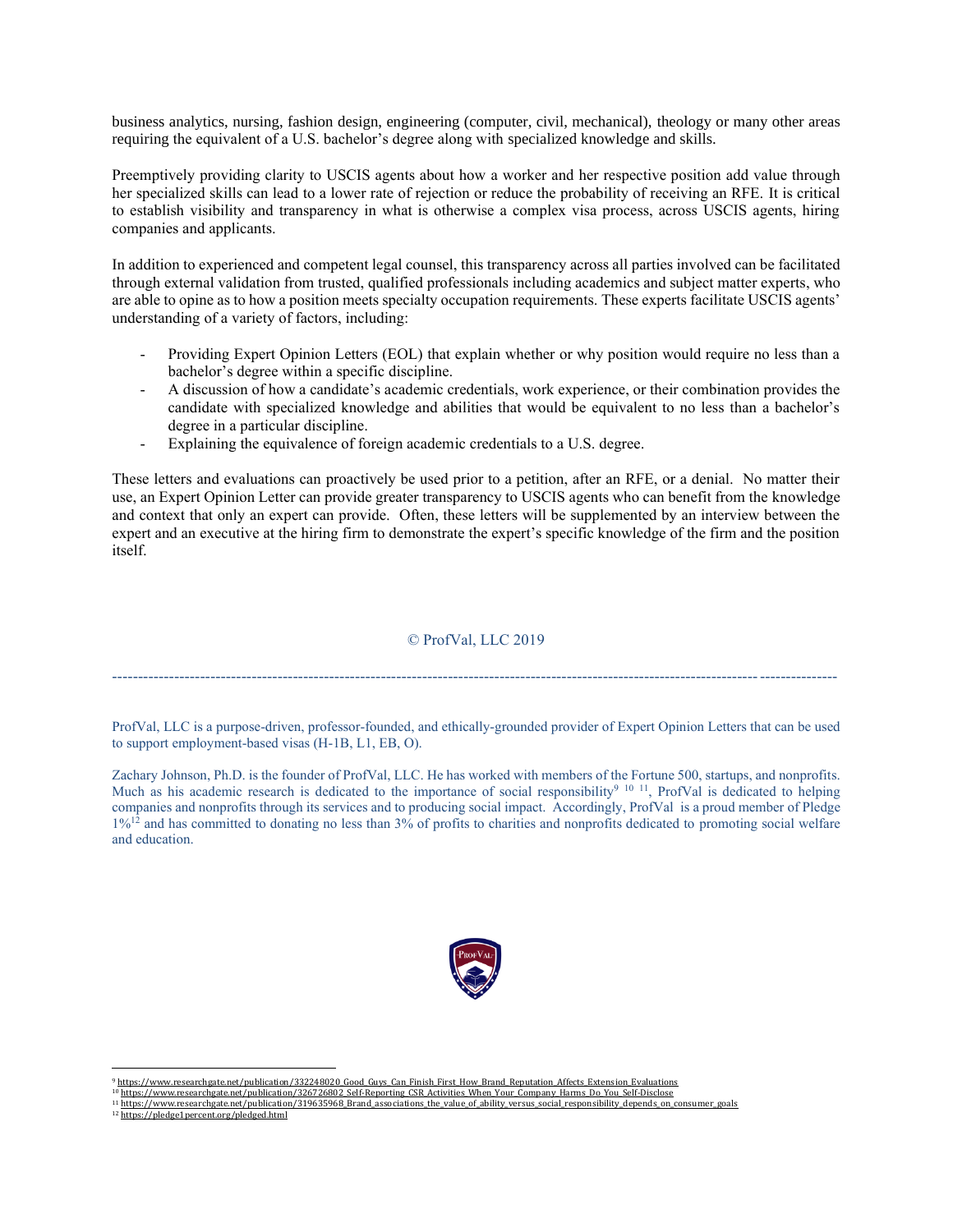business analytics, nursing, fashion design, engineering (computer, civil, mechanical), theology or many other areas requiring the equivalent of a U.S. bachelor's degree along with specialized knowledge and skills.

Preemptively providing clarity to USCIS agents about how a worker and her respective position add value through her specialized skills can lead to a lower rate of rejection or reduce the probability of receiving an RFE. It is critical to establish visibility and transparency in what is otherwise a complex visa process, across USCIS agents, hiring companies and applicants.

In addition to experienced and competent legal counsel, this transparency across all parties involved can be facilitated through external validation from trusted, qualified professionals including academics and subject matter experts, who are able to opine as to how a position meets specialty occupation requirements. These experts facilitate USCIS agents' understanding of a variety of factors, including:

- Providing Expert Opinion Letters (EOL) that explain whether or why position would require no less than a bachelor's degree within a specific discipline.
- A discussion of how a candidate's academic credentials, work experience, or their combination provides the candidate with specialized knowledge and abilities that would be equivalent to no less than a bachelor's degree in a particular discipline.
- Explaining the equivalence of foreign academic credentials to a U.S. degree.

These letters and evaluations can proactively be used prior to a petition, after an RFE, or a denial. No matter their use, an Expert Opinion Letter can provide greater transparency to USCIS agents who can benefit from the knowledge and context that only an expert can provide. Often, these letters will be supplemented by an interview between the expert and an executive at the hiring firm to demonstrate the expert's specific knowledge of the firm and the position itself.

© ProfVal, LLC 2019

---

ProfVal, LLC is a purpose-driven, professor-founded, and ethically-grounded provider of Expert Opinion Letters that can be used to support employment-based visas (H-1B, L1, EB, O).

Zachary Johnson, Ph.D. is the founder of ProfVal, LLC. He has worked with members of the Fortune 500, startups, and nonprofits. Much as his academic research is dedicated to the importance of social responsibility[9] [10] [11], ProfVal is dedicated to helping companies and nonprofits through its services and to producing social impact. Accordingly, ProfVal is a proud member of Pledge 1%[12] and has committed to donating no less than 3% of profits to charities and nonprofits dedicated to promoting social welfare and education.

[9] https://www.researchgate.net/publication/332248020_Good_Guys_Can_Finish_First_How_Brand_Reputation_Affects_Extension_Evaluations
[10] https://www.researchgate.net/publication/326726802_Self-Reporting_CSR_Activities_When_Your_Company_Harms_Do_You_Self-Disclose
[11] https://www.researchgate.net/publication/319635968_Brand_associations_the_value_of_ability_versus_social_responsibility_depends_on_consumer_goals
[12] https://pledge1percent.org/pledged.html